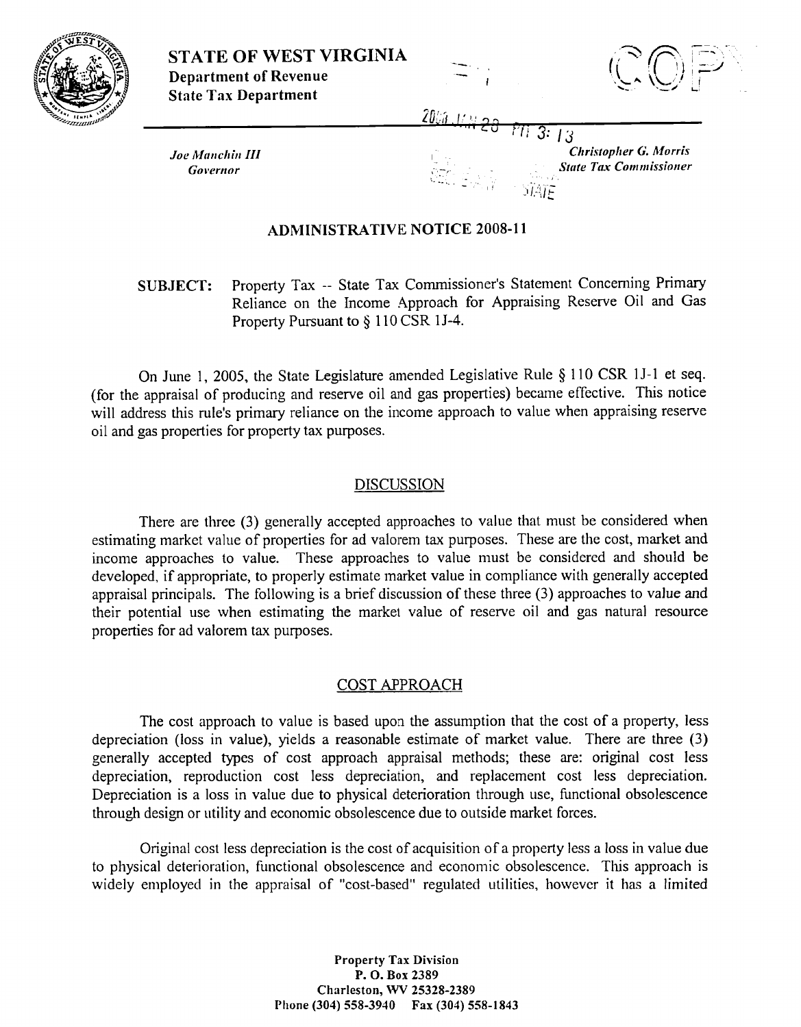# STATE OF WEST VIRGINIA

**Department of Revenue**
**State Tax Department**

*Joe Manchin III*
*Governor*

*Christopher G. Morris*
*State Tax Commissioner*

## ADMINISTRATIVE NOTICE 2008-11

**SUBJECT:** Property Tax -- State Tax Commissioner's Statement Concerning Primary Reliance on the Income Approach for Appraising Reserve Oil and Gas Property Pursuant to § 110 CSR 1J-4.

On June 1, 2005, the State Legislature amended Legislative Rule § 110 CSR 1J-1 et seq. (for the appraisal of producing and reserve oil and gas properties) became effective. This notice will address this rule's primary reliance on the income approach to value when appraising reserve oil and gas properties for property tax purposes.

### DISCUSSION

There are three (3) generally accepted approaches to value that must be considered when estimating market value of properties for ad valorem tax purposes. These are the cost, market and income approaches to value. These approaches to value must be considered and should be developed, if appropriate, to properly estimate market value in compliance with generally accepted appraisal principals. The following is a brief discussion of these three (3) approaches to value and their potential use when estimating the market value of reserve oil and gas natural resource properties for ad valorem tax purposes.

### COST APPROACH

The cost approach to value is based upon the assumption that the cost of a property, less depreciation (loss in value), yields a reasonable estimate of market value. There are three (3) generally accepted types of cost approach appraisal methods; these are: original cost less depreciation, reproduction cost less depreciation, and replacement cost less depreciation. Depreciation is a loss in value due to physical deterioration through use, functional obsolescence through design or utility and economic obsolescence due to outside market forces.

Original cost less depreciation is the cost of acquisition of a property less a loss in value due to physical deterioration, functional obsolescence and economic obsolescence. This approach is widely employed in the appraisal of "cost-based" regulated utilities, however it has a limited

Property Tax Division
P. O. Box 2389
Charleston, WV 25328-2389
Phone (304) 558-3940 Fax (304) 558-1843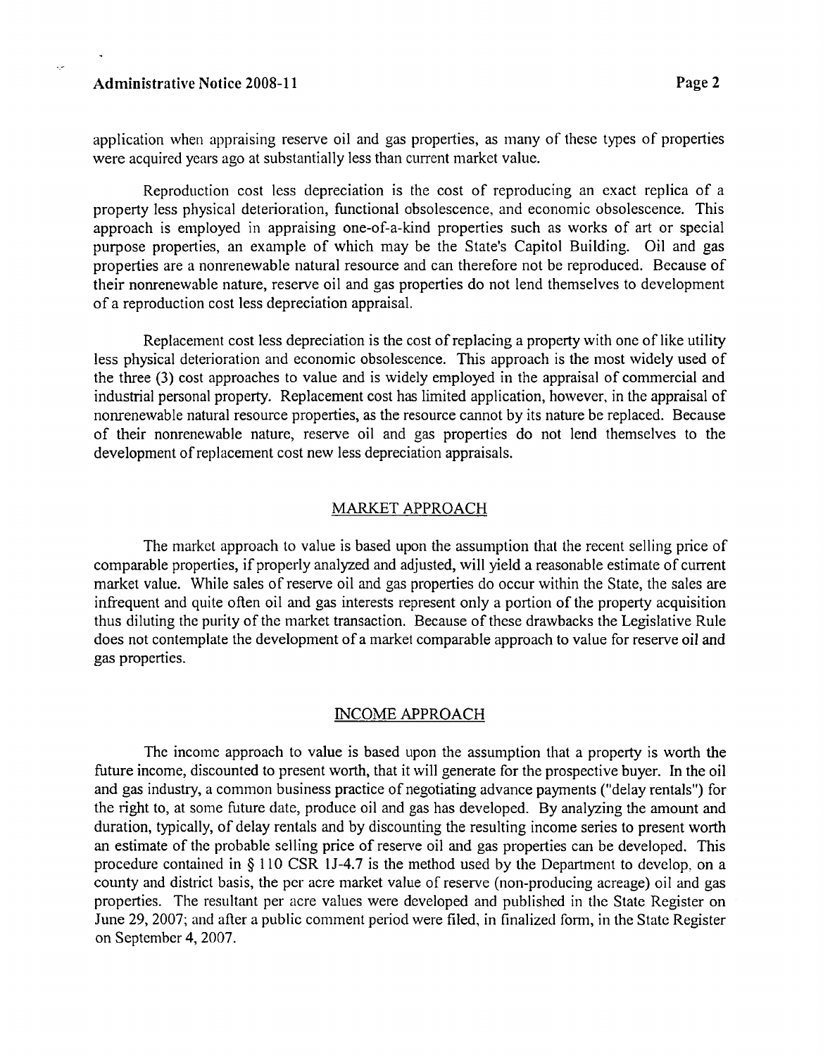application when appraising reserve oil and gas properties, as many of these types of properties were acquired years ago at substantially less than current market value.

Reproduction cost less depreciation is the cost of reproducing an exact replica of a property less physical deterioration, functional obsolescence, and economic obsolescence. This approach is employed in appraising one-of-a-kind properties such as works of art or special purpose properties, an example of which may be the State's Capitol Building. Oil and gas properties are a nonrenewable natural resource and can therefore not be reproduced. Because of their nonrenewable nature, reserve oil and gas properties do not lend themselves to development of a reproduction cost less depreciation appraisal.

Replacement cost less depreciation is the cost of replacing a property with one of like utility less physical deterioration and economic obsolescence. This approach is the most widely used of the three (3) cost approaches to value and is widely employed in the appraisal of commercial and industrial personal property. Replacement cost has limited application, however, in the appraisal of nonrenewable natural resource properties, as the resource cannot by its nature be replaced. Because of their nonrenewable nature, reserve oil and gas properties do not lend themselves to the development of replacement cost new less depreciation appraisals.

## MARKET APPROACH

The market approach to value is based upon the assumption that the recent selling price of comparable properties, if properly analyzed and adjusted, will yield a reasonable estimate of current market value. While sales of reserve oil and gas properties do occur within the State, the sales are infrequent and quite often oil and gas interests represent only a portion of the property acquisition thus diluting the purity of the market transaction. Because of these drawbacks the Legislative Rule does not contemplate the development of a market comparable approach to value for reserve oil and gas properties.

## INCOME APPROACH

The income approach to value is based upon the assumption that a property is worth the future income, discounted to present worth, that it will generate for the prospective buyer. In the oil and gas industry, a common business practice of negotiating advance payments ("delay rentals") for the right to, at some future date, produce oil and gas has developed. By analyzing the amount and duration, typically, of delay rentals and by discounting the resulting income series to present worth an estimate of the probable selling price of reserve oil and gas properties can be developed. This procedure contained in § 110 CSR 1J-4.7 is the method used by the Department to develop, on a county and district basis, the per acre market value of reserve (non-producing acreage) oil and gas properties. The resultant per acre values were developed and published in the State Register on June 29, 2007; and after a public comment period were filed, in finalized form, in the State Register on September 4, 2007.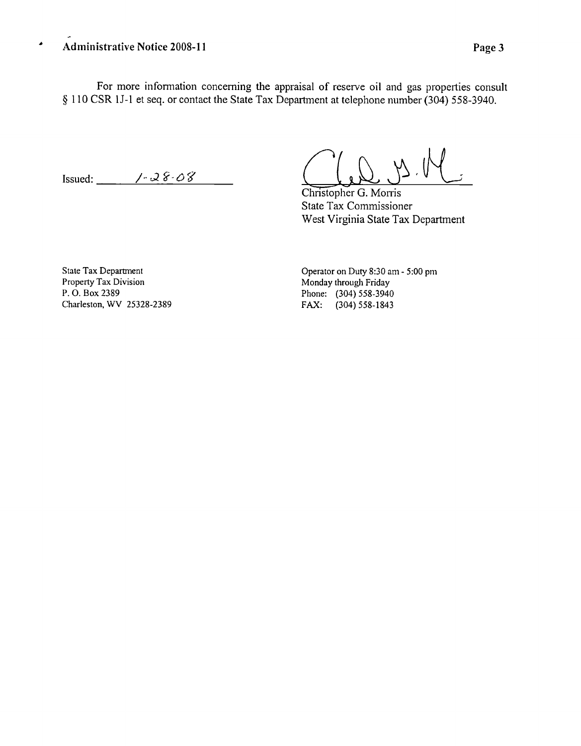For more information concerning the appraisal of reserve oil and gas properties consult § 110 CSR 1J-1 et seq. or contact the State Tax Department at telephone number (304) 558-3940.

Issued: 1-28-08

Christopher G. Morris
State Tax Commissioner
West Virginia State Tax Department

State Tax Department
Property Tax Division
P. O. Box 2389
Charleston, WV 25328-2389

Operator on Duty 8:30 am - 5:00 pm
Monday through Friday
Phone: (304) 558-3940
FAX: (304) 558-1843